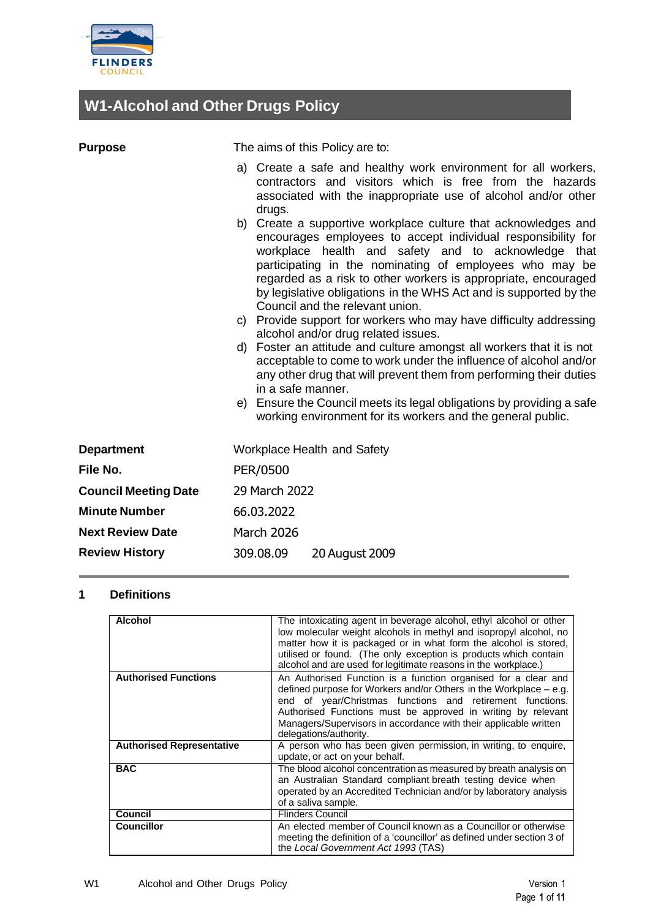# W1-Alcohol and Other Drugs Policy

**Purpose**

The aims of this Policy are to:

a) Create a safe and healthy work environment for all workers, contractors and visitors which is free from the hazards associated with the inappropriate use of alcohol and/or other drugs.
b) Create a supportive workplace culture that acknowledges and encourages employees to accept individual responsibility for workplace health and safety and to acknowledge that participating in the nominating of employees who may be regarded as a risk to other workers is appropriate, encouraged by legislative obligations in the WHS Act and is supported by the Council and the relevant union.
c) Provide support for workers who may have difficulty addressing alcohol and/or drug related issues.
d) Foster an attitude and culture amongst all workers that it is not acceptable to come to work under the influence of alcohol and/or any other drug that will prevent them from performing their duties in a safe manner.
e) Ensure the Council meets its legal obligations by providing a safe working environment for its workers and the general public.

| | |
|---|---|
| **Department** | Workplace Health and Safety |
| **File No.** | PER/0500 |
| **Council Meeting Date** | 29 March 2022 |
| **Minute Number** | 66.03.2022 |
| **Next Review Date** | March 2026 |
| **Review History** | 309.08.09 20 August 2009 |

## 1 Definitions

| | |
|---|---|
| **Alcohol** | The intoxicating agent in beverage alcohol, ethyl alcohol or other low molecular weight alcohols in methyl and isopropyl alcohol, no matter how it is packaged or in what form the alcohol is stored, utilised or found. (The only exception is products which contain alcohol and are used for legitimate reasons in the workplace.) |
| **Authorised Functions** | An Authorised Function is a function organised for a clear and defined purpose for Workers and/or Others in the Workplace – e.g. end of year/Christmas functions and retirement functions. Authorised Functions must be approved in writing by relevant Managers/Supervisors in accordance with their applicable written delegations/authority. |
| **Authorised Representative** | A person who has been given permission, in writing, to enquire, update, or act on your behalf. |
| **BAC** | The blood alcohol concentration as measured by breath analysis on an Australian Standard compliant breath testing device when operated by an Accredited Technician and/or by laboratory analysis of a saliva sample. |
| **Council** | Flinders Council |
| **Councillor** | An elected member of Council known as a Councillor or otherwise meeting the definition of a 'councillor' as defined under section 3 of the *Local Government Act 1993* (TAS) |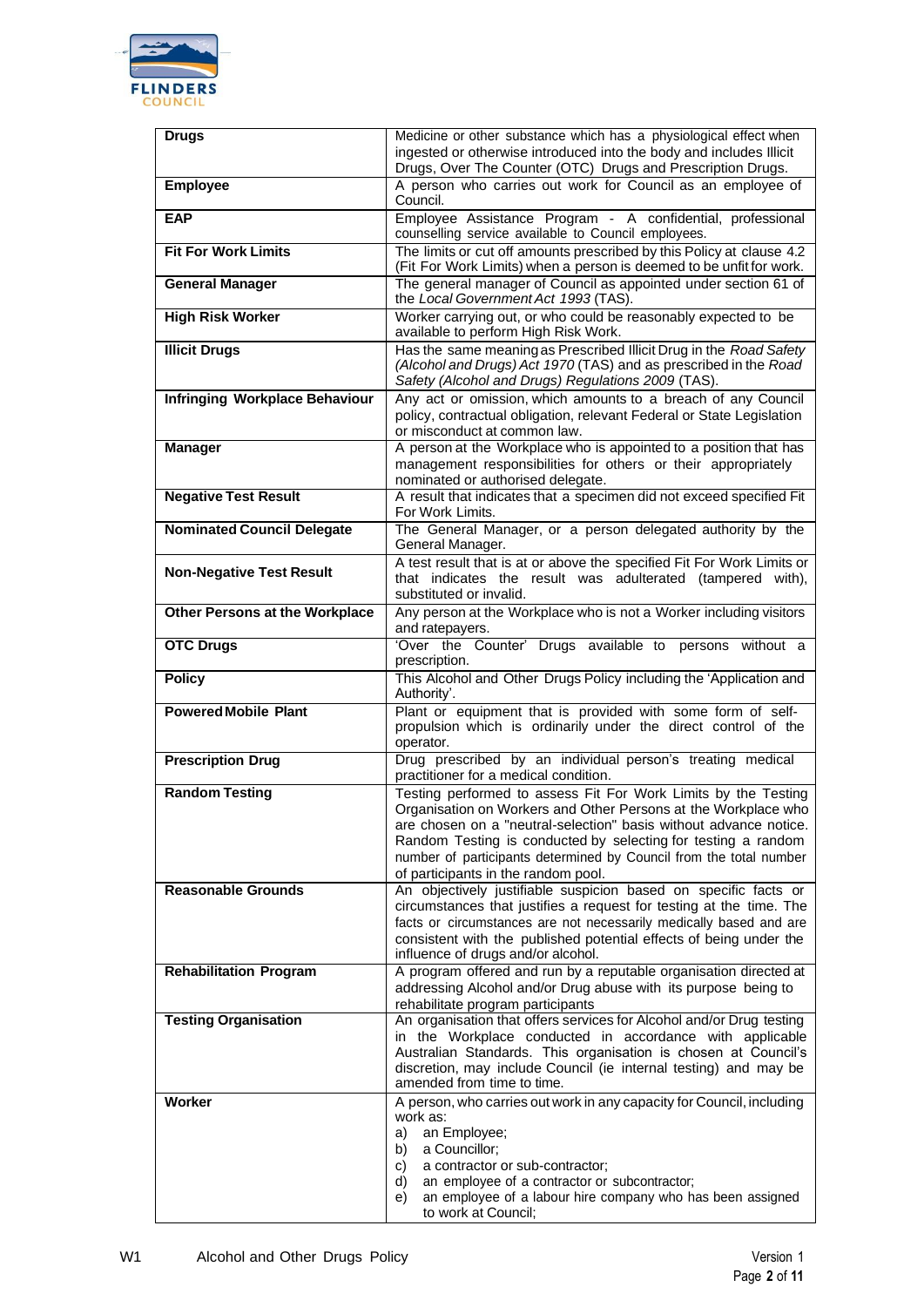| | |
|---|---|
| **Drugs** | Medicine or other substance which has a physiological effect when ingested or otherwise introduced into the body and includes Illicit Drugs, Over The Counter (OTC) Drugs and Prescription Drugs. |
| **Employee** | A person who carries out work for Council as an employee of Council. |
| **EAP** | Employee Assistance Program - A confidential, professional counselling service available to Council employees. |
| **Fit For Work Limits** | The limits or cut off amounts prescribed by this Policy at clause 4.2 (Fit For Work Limits) when a person is deemed to be unfit for work. |
| **General Manager** | The general manager of Council as appointed under section 61 of the *Local Government Act 1993* (TAS). |
| **High Risk Worker** | Worker carrying out, or who could be reasonably expected to be available to perform High Risk Work. |
| **Illicit Drugs** | Has the same meaning as Prescribed Illicit Drug in the *Road Safety (Alcohol and Drugs) Act 1970* (TAS) and as prescribed in the *Road Safety (Alcohol and Drugs) Regulations 2009* (TAS). |
| **Infringing Workplace Behaviour** | Any act or omission, which amounts to a breach of any Council policy, contractual obligation, relevant Federal or State Legislation or misconduct at common law. |
| **Manager** | A person at the Workplace who is appointed to a position that has management responsibilities for others or their appropriately nominated or authorised delegate. |
| **Negative Test Result** | A result that indicates that a specimen did not exceed specified Fit For Work Limits. |
| **Nominated Council Delegate** | The General Manager, or a person delegated authority by the General Manager. |
| **Non-Negative Test Result** | A test result that is at or above the specified Fit For Work Limits or that indicates the result was adulterated (tampered with), substituted or invalid. |
| **Other Persons at the Workplace** | Any person at the Workplace who is not a Worker including visitors and ratepayers. |
| **OTC Drugs** | 'Over the Counter' Drugs available to persons without a prescription. |
| **Policy** | This Alcohol and Other Drugs Policy including the 'Application and Authority'. |
| **Powered Mobile Plant** | Plant or equipment that is provided with some form of self-propulsion which is ordinarily under the direct control of the operator. |
| **Prescription Drug** | Drug prescribed by an individual person's treating medical practitioner for a medical condition. |
| **Random Testing** | Testing performed to assess Fit For Work Limits by the Testing Organisation on Workers and Other Persons at the Workplace who are chosen on a "neutral-selection" basis without advance notice. Random Testing is conducted by selecting for testing a random number of participants determined by Council from the total number of participants in the random pool. |
| **Reasonable Grounds** | An objectively justifiable suspicion based on specific facts or circumstances that justifies a request for testing at the time. The facts or circumstances are not necessarily medically based and are consistent with the published potential effects of being under the influence of drugs and/or alcohol. |
| **Rehabilitation Program** | A program offered and run by a reputable organisation directed at addressing Alcohol and/or Drug abuse with its purpose being to rehabilitate program participants |
| **Testing Organisation** | An organisation that offers services for Alcohol and/or Drug testing in the Workplace conducted in accordance with applicable Australian Standards. This organisation is chosen at Council's discretion, may include Council (ie internal testing) and may be amended from time to time. |
| **Worker** | A person, who carries out work in any capacity for Council, including work as:<br>a) an Employee;<br>b) a Councillor;<br>c) a contractor or sub-contractor;<br>d) an employee of a contractor or subcontractor;<br>e) an employee of a labour hire company who has been assigned to work at Council; |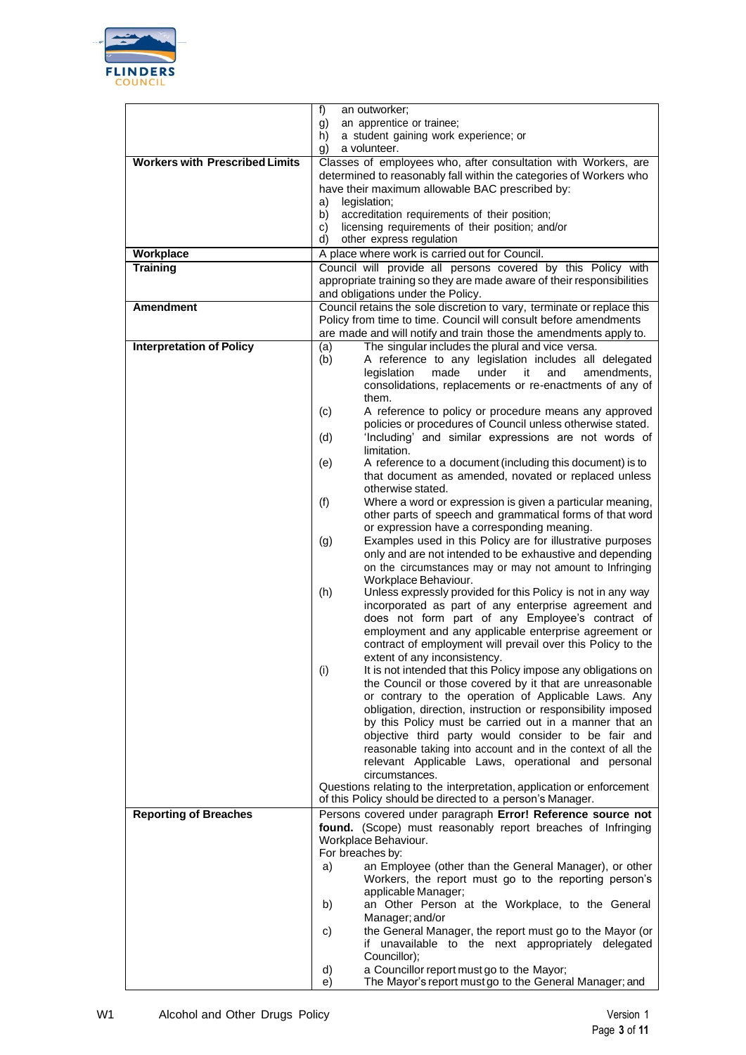| | |
|---|---|
| | f) an outworker;<br>g) an apprentice or trainee;<br>h) a student gaining work experience; or<br>g) a volunteer. |
| **Workers with Prescribed Limits** | Classes of employees who, after consultation with Workers, are determined to reasonably fall within the categories of Workers who have their maximum allowable BAC prescribed by:<br>a) legislation;<br>b) accreditation requirements of their position;<br>c) licensing requirements of their position; and/or<br>d) other express regulation |
| **Workplace** | A place where work is carried out for Council. |
| **Training** | Council will provide all persons covered by this Policy with appropriate training so they are made aware of their responsibilities and obligations under the Policy. |
| **Amendment** | Council retains the sole discretion to vary, terminate or replace this Policy from time to time. Council will consult before amendments are made and will notify and train those the amendments apply to. |
| **Interpretation of Policy** | (a) The singular includes the plural and vice versa.<br>(b) A reference to any legislation includes all delegated legislation made under it and amendments, consolidations, replacements or re-enactments of any of them.<br>(c) A reference to policy or procedure means any approved policies or procedures of Council unless otherwise stated.<br>(d) 'Including' and similar expressions are not words of limitation.<br>(e) A reference to a document (including this document) is to that document as amended, novated or replaced unless otherwise stated.<br>(f) Where a word or expression is given a particular meaning, other parts of speech and grammatical forms of that word or expression have a corresponding meaning.<br>(g) Examples used in this Policy are for illustrative purposes only and are not intended to be exhaustive and depending on the circumstances may or may not amount to Infringing Workplace Behaviour.<br>(h) Unless expressly provided for this Policy is not in any way incorporated as part of any enterprise agreement and does not form part of any Employee's contract of employment and any applicable enterprise agreement or contract of employment will prevail over this Policy to the extent of any inconsistency.<br>(i) It is not intended that this Policy impose any obligations on the Council or those covered by it that are unreasonable or contrary to the operation of Applicable Laws. Any obligation, direction, instruction or responsibility imposed by this Policy must be carried out in a manner that an objective third party would consider to be fair and reasonable taking into account and in the context of all the relevant Applicable Laws, operational and personal circumstances.<br>Questions relating to the interpretation, application or enforcement of this Policy should be directed to a person's Manager. |
| **Reporting of Breaches** | Persons covered under paragraph **Error! Reference source not found.** (Scope) must reasonably report breaches of Infringing Workplace Behaviour.<br>For breaches by:<br>a) an Employee (other than the General Manager), or other Workers, the report must go to the reporting person's applicable Manager;<br>b) an Other Person at the Workplace, to the General Manager; and/or<br>c) the General Manager, the report must go to the Mayor (or if unavailable to the next appropriately delegated Councillor);<br>d) a Councillor report must go to the Mayor;<br>e) The Mayor's report must go to the General Manager; and |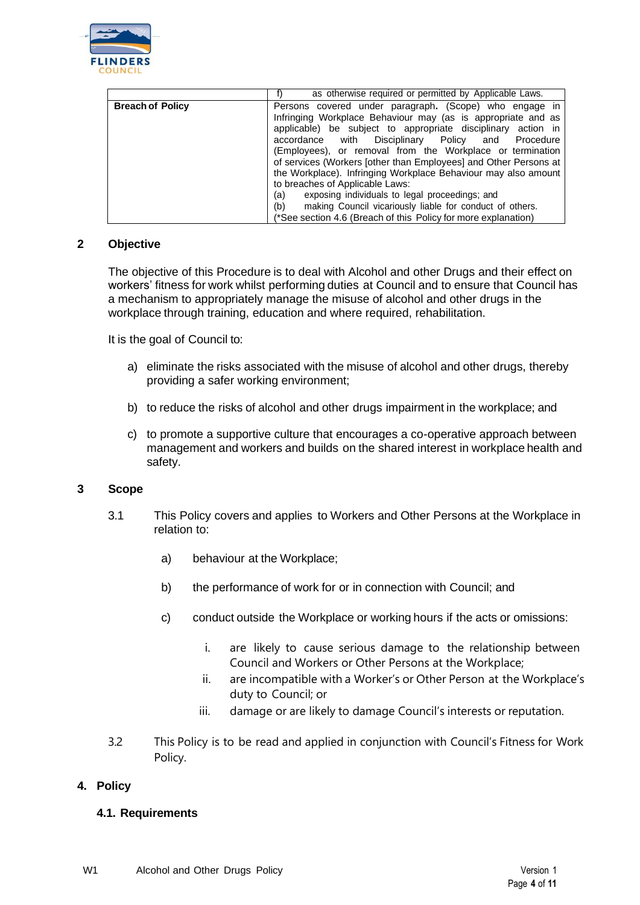| | |
|---|---|
| | f) as otherwise required or permitted by Applicable Laws. |
| **Breach of Policy** | Persons covered under paragraph. (Scope) who engage in Infringing Workplace Behaviour may (as is appropriate and as applicable) be subject to appropriate disciplinary action in accordance with Disciplinary Policy and Procedure (Employees), or removal from the Workplace or termination of services (Workers [other than Employees] and Other Persons at the Workplace). Infringing Workplace Behaviour may also amount to breaches of Applicable Laws:<br>(a) exposing individuals to legal proceedings; and<br>(b) making Council vicariously liable for conduct of others.<br>(*See section 4.6 (Breach of this Policy for more explanation) |

## 2 Objective

The objective of this Procedure is to deal with Alcohol and other Drugs and their effect on workers' fitness for work whilst performing duties at Council and to ensure that Council has a mechanism to appropriately manage the misuse of alcohol and other drugs in the workplace through training, education and where required, rehabilitation.

It is the goal of Council to:

a) eliminate the risks associated with the misuse of alcohol and other drugs, thereby providing a safer working environment;

b) to reduce the risks of alcohol and other drugs impairment in the workplace; and

c) to promote a supportive culture that encourages a co-operative approach between management and workers and builds on the shared interest in workplace health and safety.

## 3 Scope

3.1 This Policy covers and applies to Workers and Other Persons at the Workplace in relation to:

a) behaviour at the Workplace;

b) the performance of work for or in connection with Council; and

c) conduct outside the Workplace or working hours if the acts or omissions:

i. are likely to cause serious damage to the relationship between Council and Workers or Other Persons at the Workplace;

ii. are incompatible with a Worker's or Other Person at the Workplace's duty to Council; or

iii. damage or are likely to damage Council's interests or reputation.

3.2 This Policy is to be read and applied in conjunction with Council's Fitness for Work Policy.

## 4. Policy

### 4.1. Requirements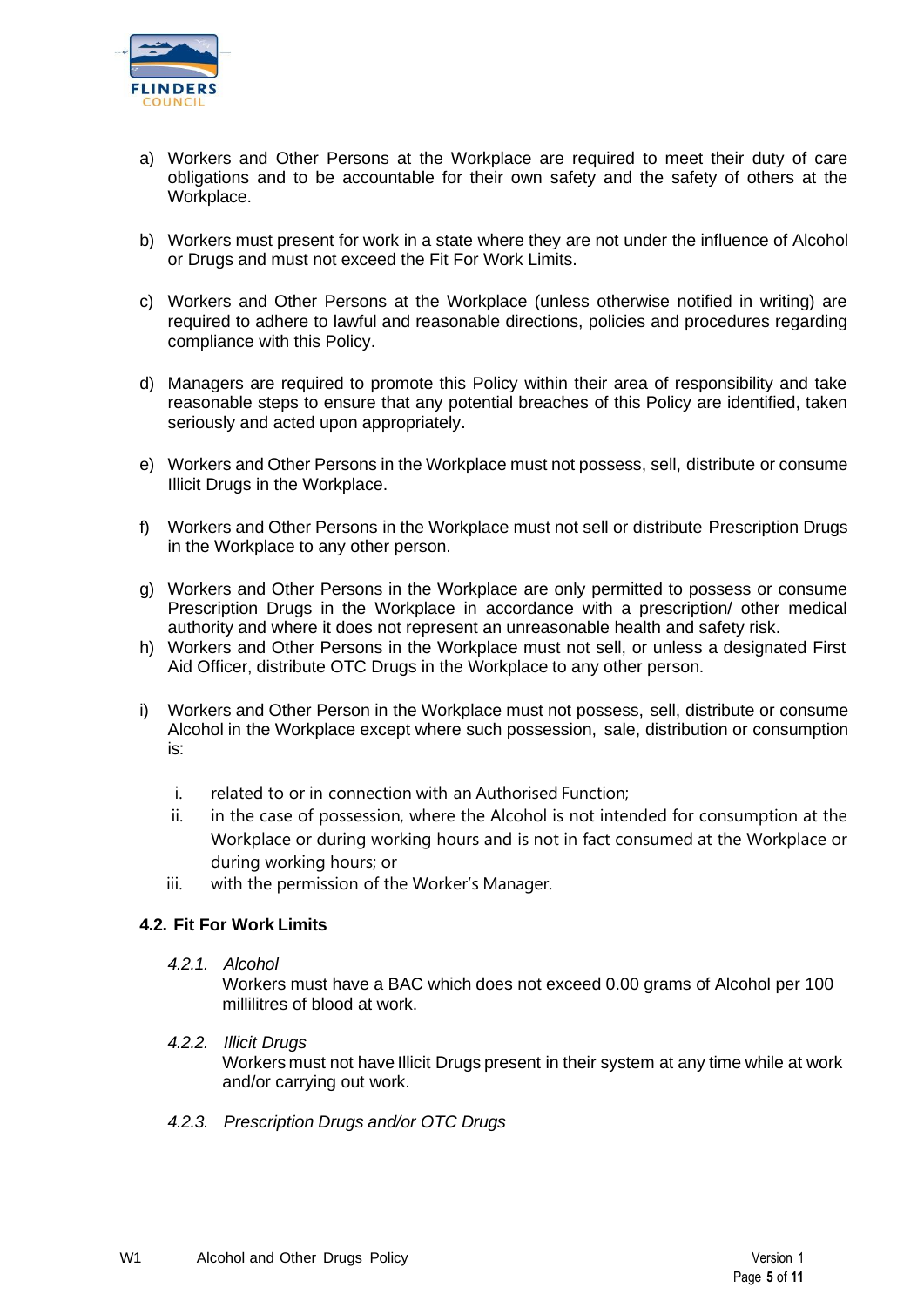a) Workers and Other Persons at the Workplace are required to meet their duty of care obligations and to be accountable for their own safety and the safety of others at the Workplace.

b) Workers must present for work in a state where they are not under the influence of Alcohol or Drugs and must not exceed the Fit For Work Limits.

c) Workers and Other Persons at the Workplace (unless otherwise notified in writing) are required to adhere to lawful and reasonable directions, policies and procedures regarding compliance with this Policy.

d) Managers are required to promote this Policy within their area of responsibility and take reasonable steps to ensure that any potential breaches of this Policy are identified, taken seriously and acted upon appropriately.

e) Workers and Other Persons in the Workplace must not possess, sell, distribute or consume Illicit Drugs in the Workplace.

f) Workers and Other Persons in the Workplace must not sell or distribute Prescription Drugs in the Workplace to any other person.

g) Workers and Other Persons in the Workplace are only permitted to possess or consume Prescription Drugs in the Workplace in accordance with a prescription/ other medical authority and where it does not represent an unreasonable health and safety risk.

h) Workers and Other Persons in the Workplace must not sell, or unless a designated First Aid Officer, distribute OTC Drugs in the Workplace to any other person.

i) Workers and Other Person in the Workplace must not possess, sell, distribute or consume Alcohol in the Workplace except where such possession, sale, distribution or consumption is:

   i. related to or in connection with an Authorised Function;
   ii. in the case of possession, where the Alcohol is not intended for consumption at the Workplace or during working hours and is not in fact consumed at the Workplace or during working hours; or
   iii. with the permission of the Worker's Manager.

### 4.2. Fit For Work Limits

*4.2.1. Alcohol*

Workers must have a BAC which does not exceed 0.00 grams of Alcohol per 100 millilitres of blood at work.

*4.2.2. Illicit Drugs*

Workers must not have Illicit Drugs present in their system at any time while at work and/or carrying out work.

*4.2.3. Prescription Drugs and/or OTC Drugs*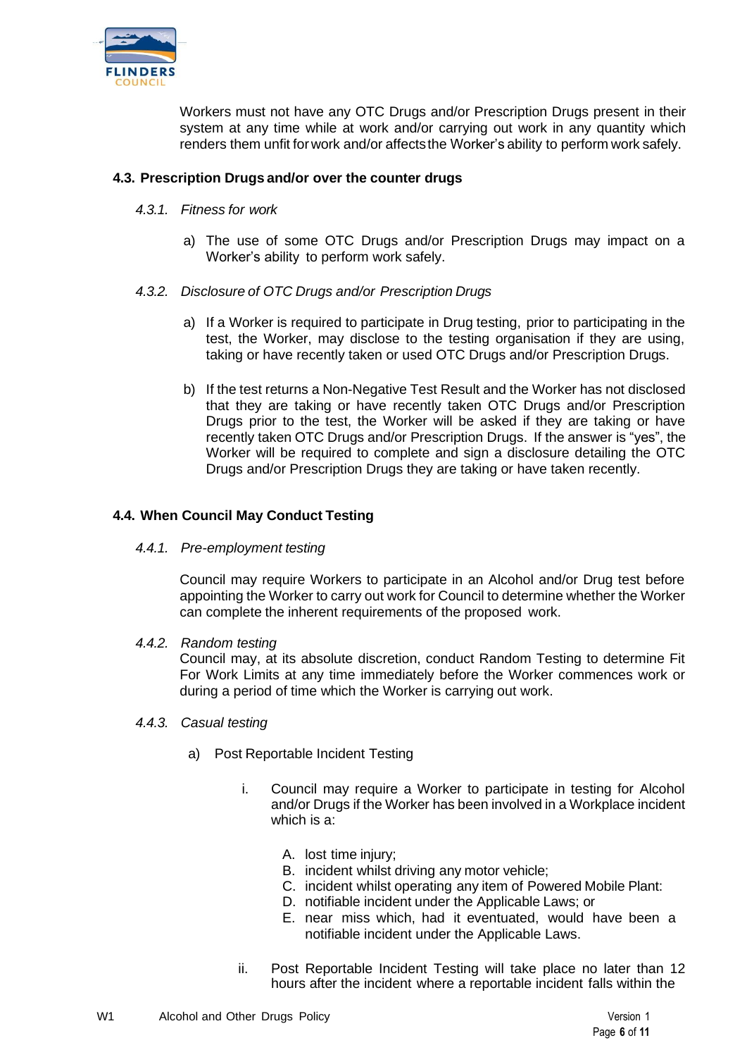Workers must not have any OTC Drugs and/or Prescription Drugs present in their system at any time while at work and/or carrying out work in any quantity which renders them unfit for work and/or affects the Worker's ability to perform work safely.

### 4.3. Prescription Drugs and/or over the counter drugs

#### *4.3.1. Fitness for work*

a) The use of some OTC Drugs and/or Prescription Drugs may impact on a Worker's ability to perform work safely.

#### *4.3.2. Disclosure of OTC Drugs and/or Prescription Drugs*

a) If a Worker is required to participate in Drug testing, prior to participating in the test, the Worker, may disclose to the testing organisation if they are using, taking or have recently taken or used OTC Drugs and/or Prescription Drugs.

b) If the test returns a Non-Negative Test Result and the Worker has not disclosed that they are taking or have recently taken OTC Drugs and/or Prescription Drugs prior to the test, the Worker will be asked if they are taking or have recently taken OTC Drugs and/or Prescription Drugs. If the answer is "yes", the Worker will be required to complete and sign a disclosure detailing the OTC Drugs and/or Prescription Drugs they are taking or have taken recently.

### 4.4. When Council May Conduct Testing

#### *4.4.1. Pre-employment testing*

Council may require Workers to participate in an Alcohol and/or Drug test before appointing the Worker to carry out work for Council to determine whether the Worker can complete the inherent requirements of the proposed work.

#### *4.4.2. Random testing*

Council may, at its absolute discretion, conduct Random Testing to determine Fit For Work Limits at any time immediately before the Worker commences work or during a period of time which the Worker is carrying out work.

#### *4.4.3. Casual testing*

a) Post Reportable Incident Testing

i. Council may require a Worker to participate in testing for Alcohol and/or Drugs if the Worker has been involved in a Workplace incident which is a:

A. lost time injury;
B. incident whilst driving any motor vehicle;
C. incident whilst operating any item of Powered Mobile Plant:
D. notifiable incident under the Applicable Laws; or
E. near miss which, had it eventuated, would have been a notifiable incident under the Applicable Laws.

ii. Post Reportable Incident Testing will take place no later than 12 hours after the incident where a reportable incident falls within the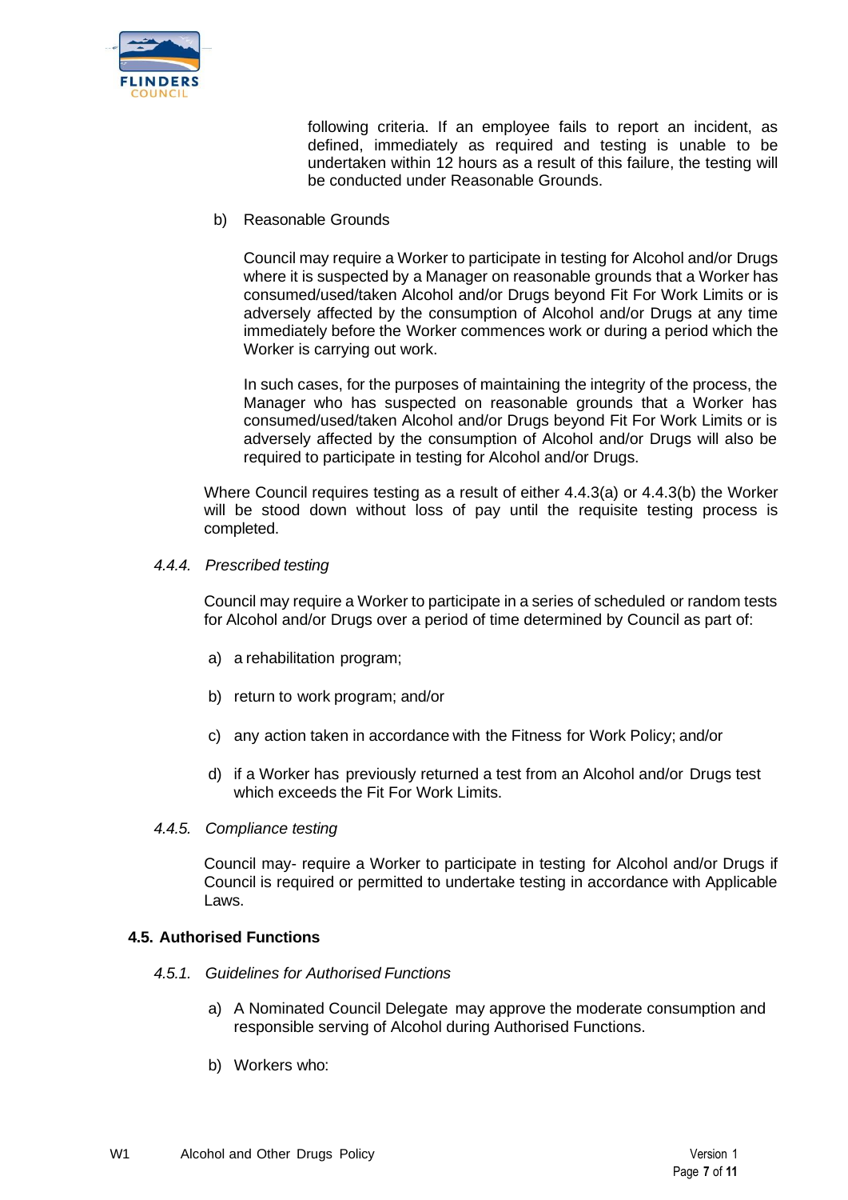following criteria. If an employee fails to report an incident, as defined, immediately as required and testing is unable to be undertaken within 12 hours as a result of this failure, the testing will be conducted under Reasonable Grounds.

b) Reasonable Grounds

Council may require a Worker to participate in testing for Alcohol and/or Drugs where it is suspected by a Manager on reasonable grounds that a Worker has consumed/used/taken Alcohol and/or Drugs beyond Fit For Work Limits or is adversely affected by the consumption of Alcohol and/or Drugs at any time immediately before the Worker commences work or during a period which the Worker is carrying out work.

In such cases, for the purposes of maintaining the integrity of the process, the Manager who has suspected on reasonable grounds that a Worker has consumed/used/taken Alcohol and/or Drugs beyond Fit For Work Limits or is adversely affected by the consumption of Alcohol and/or Drugs will also be required to participate in testing for Alcohol and/or Drugs.

Where Council requires testing as a result of either 4.4.3(a) or 4.4.3(b) the Worker will be stood down without loss of pay until the requisite testing process is completed.

*4.4.4. Prescribed testing*

Council may require a Worker to participate in a series of scheduled or random tests for Alcohol and/or Drugs over a period of time determined by Council as part of:

a) a rehabilitation program;

b) return to work program; and/or

c) any action taken in accordance with the Fitness for Work Policy; and/or

d) if a Worker has previously returned a test from an Alcohol and/or Drugs test which exceeds the Fit For Work Limits.

*4.4.5. Compliance testing*

Council may- require a Worker to participate in testing for Alcohol and/or Drugs if Council is required or permitted to undertake testing in accordance with Applicable Laws.

**4.5. Authorised Functions**

*4.5.1. Guidelines for Authorised Functions*

a) A Nominated Council Delegate may approve the moderate consumption and responsible serving of Alcohol during Authorised Functions.

b) Workers who: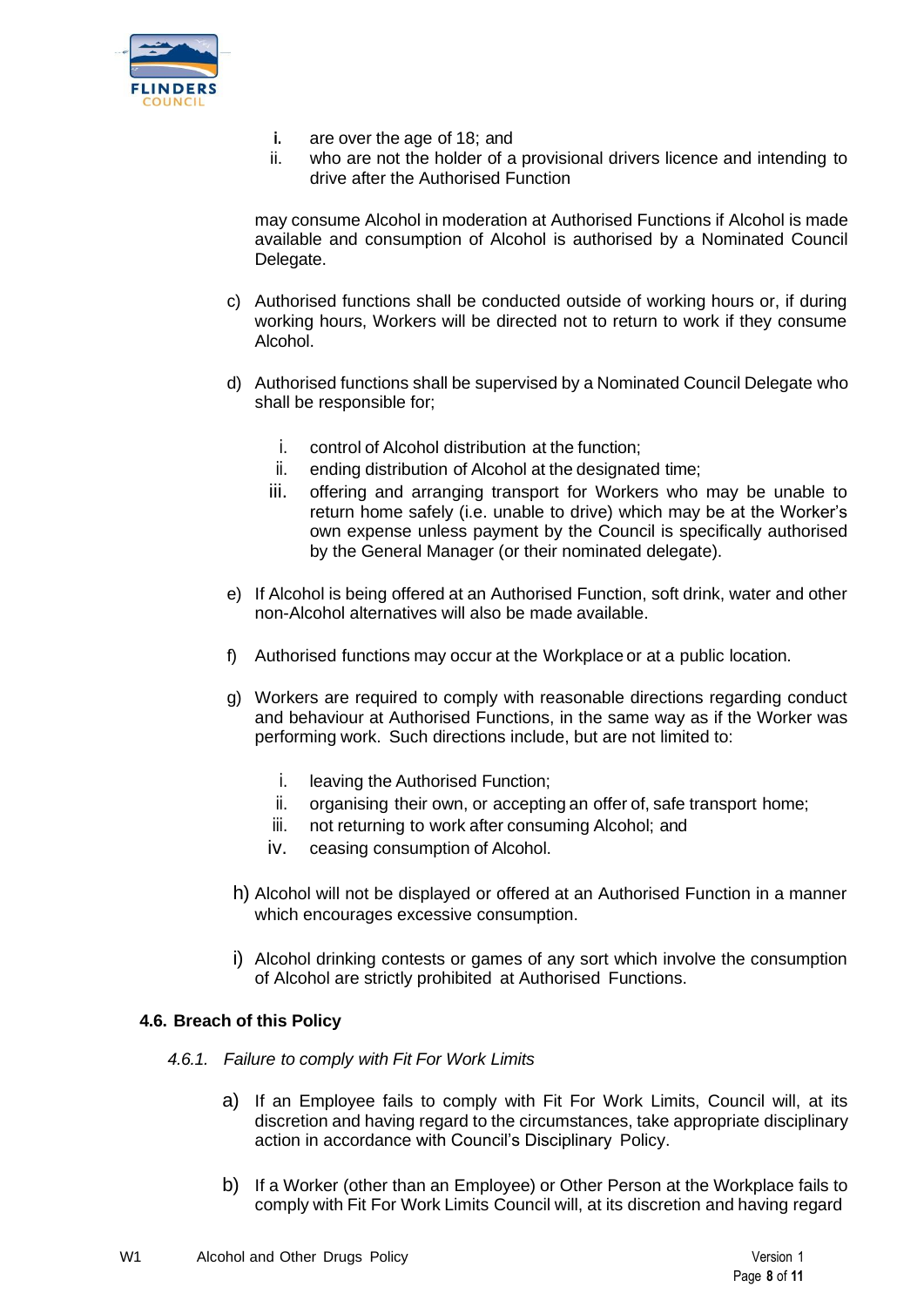i. are over the age of 18; and
ii. who are not the holder of a provisional drivers licence and intending to drive after the Authorised Function

may consume Alcohol in moderation at Authorised Functions if Alcohol is made available and consumption of Alcohol is authorised by a Nominated Council Delegate.

c) Authorised functions shall be conducted outside of working hours or, if during working hours, Workers will be directed not to return to work if they consume Alcohol.

d) Authorised functions shall be supervised by a Nominated Council Delegate who shall be responsible for;

   i. control of Alcohol distribution at the function;
   ii. ending distribution of Alcohol at the designated time;
   iii. offering and arranging transport for Workers who may be unable to return home safely (i.e. unable to drive) which may be at the Worker's own expense unless payment by the Council is specifically authorised by the General Manager (or their nominated delegate).

e) If Alcohol is being offered at an Authorised Function, soft drink, water and other non-Alcohol alternatives will also be made available.

f) Authorised functions may occur at the Workplace or at a public location.

g) Workers are required to comply with reasonable directions regarding conduct and behaviour at Authorised Functions, in the same way as if the Worker was performing work. Such directions include, but are not limited to:

   i. leaving the Authorised Function;
   ii. organising their own, or accepting an offer of, safe transport home;
   iii. not returning to work after consuming Alcohol; and
   iv. ceasing consumption of Alcohol.

h) Alcohol will not be displayed or offered at an Authorised Function in a manner which encourages excessive consumption.

i) Alcohol drinking contests or games of any sort which involve the consumption of Alcohol are strictly prohibited at Authorised Functions.

### 4.6. Breach of this Policy

#### *4.6.1. Failure to comply with Fit For Work Limits*

a) If an Employee fails to comply with Fit For Work Limits, Council will, at its discretion and having regard to the circumstances, take appropriate disciplinary action in accordance with Council's Disciplinary Policy.

b) If a Worker (other than an Employee) or Other Person at the Workplace fails to comply with Fit For Work Limits Council will, at its discretion and having regard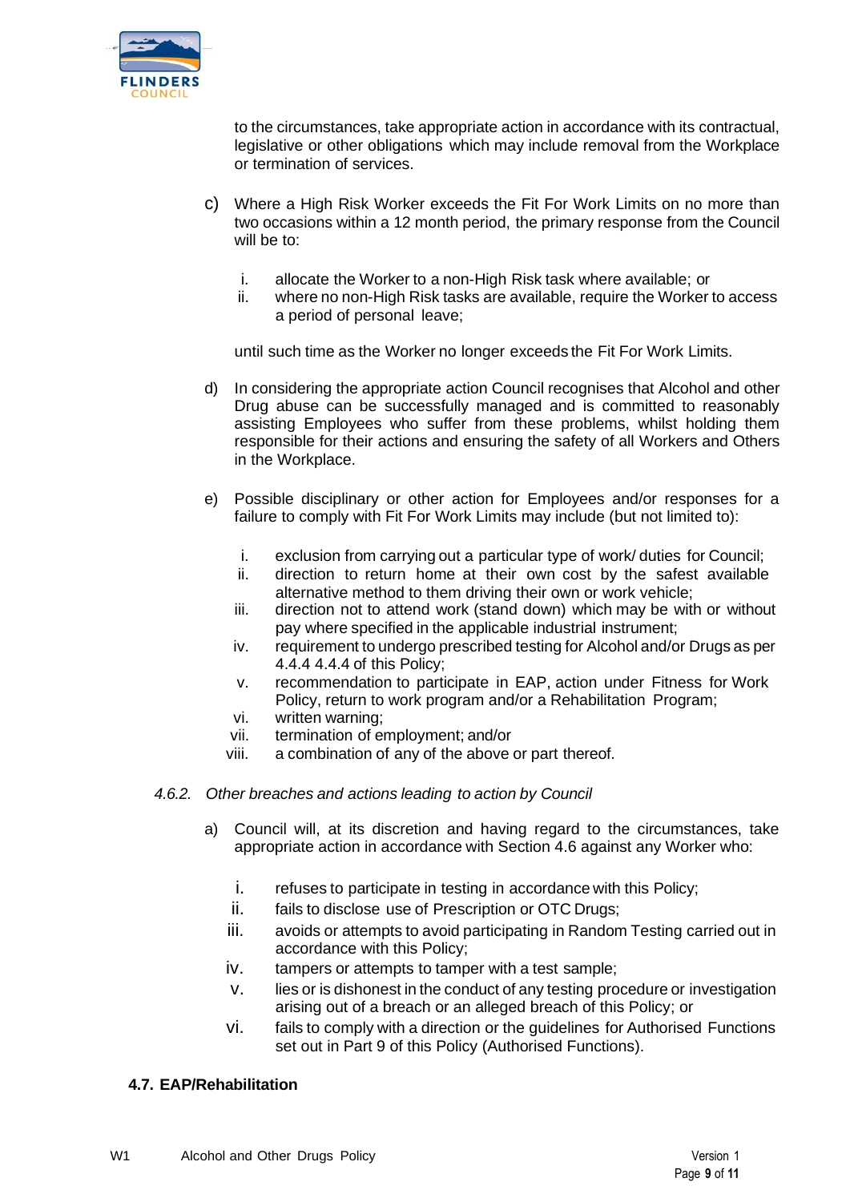to the circumstances, take appropriate action in accordance with its contractual, legislative or other obligations which may include removal from the Workplace or termination of services.

c) Where a High Risk Worker exceeds the Fit For Work Limits on no more than two occasions within a 12 month period, the primary response from the Council will be to:

   i. allocate the Worker to a non-High Risk task where available; or
   ii. where no non-High Risk tasks are available, require the Worker to access a period of personal leave;

   until such time as the Worker no longer exceeds the Fit For Work Limits.

d) In considering the appropriate action Council recognises that Alcohol and other Drug abuse can be successfully managed and is committed to reasonably assisting Employees who suffer from these problems, whilst holding them responsible for their actions and ensuring the safety of all Workers and Others in the Workplace.

e) Possible disciplinary or other action for Employees and/or responses for a failure to comply with Fit For Work Limits may include (but not limited to):

   i. exclusion from carrying out a particular type of work/ duties for Council;
   ii. direction to return home at their own cost by the safest available alternative method to them driving their own or work vehicle;
   iii. direction not to attend work (stand down) which may be with or without pay where specified in the applicable industrial instrument;
   iv. requirement to undergo prescribed testing for Alcohol and/or Drugs as per 4.4.4 4.4.4 of this Policy;
   v. recommendation to participate in EAP, action under Fitness for Work Policy, return to work program and/or a Rehabilitation Program;
   vi. written warning;
   vii. termination of employment; and/or
   viii. a combination of any of the above or part thereof.

*4.6.2. Other breaches and actions leading to action by Council*

a) Council will, at its discretion and having regard to the circumstances, take appropriate action in accordance with Section 4.6 against any Worker who:

   i. refuses to participate in testing in accordance with this Policy;
   ii. fails to disclose use of Prescription or OTC Drugs;
   iii. avoids or attempts to avoid participating in Random Testing carried out in accordance with this Policy;
   iv. tampers or attempts to tamper with a test sample;
   v. lies or is dishonest in the conduct of any testing procedure or investigation arising out of a breach or an alleged breach of this Policy; or
   vi. fails to comply with a direction or the guidelines for Authorised Functions set out in Part 9 of this Policy (Authorised Functions).

### 4.7. EAP/Rehabilitation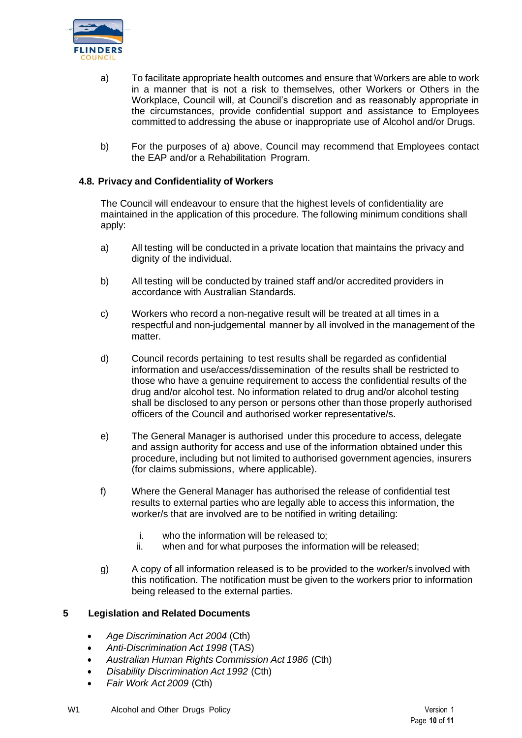a) To facilitate appropriate health outcomes and ensure that Workers are able to work in a manner that is not a risk to themselves, other Workers or Others in the Workplace, Council will, at Council's discretion and as reasonably appropriate in the circumstances, provide confidential support and assistance to Employees committed to addressing the abuse or inappropriate use of Alcohol and/or Drugs.

b) For the purposes of a) above, Council may recommend that Employees contact the EAP and/or a Rehabilitation Program.

### 4.8. Privacy and Confidentiality of Workers

The Council will endeavour to ensure that the highest levels of confidentiality are maintained in the application of this procedure. The following minimum conditions shall apply:

a) All testing will be conducted in a private location that maintains the privacy and dignity of the individual.

b) All testing will be conducted by trained staff and/or accredited providers in accordance with Australian Standards.

c) Workers who record a non-negative result will be treated at all times in a respectful and non-judgemental manner by all involved in the management of the matter.

d) Council records pertaining to test results shall be regarded as confidential information and use/access/dissemination of the results shall be restricted to those who have a genuine requirement to access the confidential results of the drug and/or alcohol test. No information related to drug and/or alcohol testing shall be disclosed to any person or persons other than those properly authorised officers of the Council and authorised worker representative/s.

e) The General Manager is authorised under this procedure to access, delegate and assign authority for access and use of the information obtained under this procedure, including but not limited to authorised government agencies, insurers (for claims submissions, where applicable).

f) Where the General Manager has authorised the release of confidential test results to external parties who are legally able to access this information, the worker/s that are involved are to be notified in writing detailing:

   i. who the information will be released to;
   ii. when and for what purposes the information will be released;

g) A copy of all information released is to be provided to the worker/s involved with this notification. The notification must be given to the workers prior to information being released to the external parties.

## 5 Legislation and Related Documents

- *Age Discrimination Act 2004* (Cth)
- *Anti-Discrimination Act 1998* (TAS)
- *Australian Human Rights Commission Act 1986* (Cth)
- *Disability Discrimination Act 1992* (Cth)
- *Fair Work Act 2009* (Cth)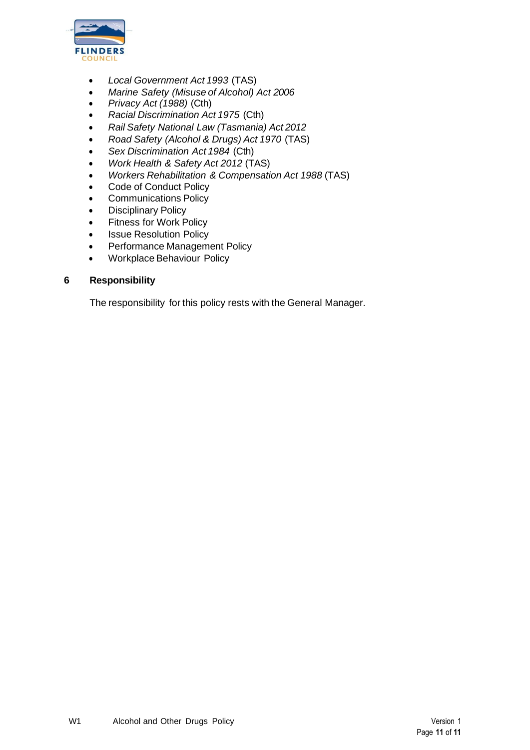- *Local Government Act 1993* (TAS)
- *Marine Safety (Misuse of Alcohol) Act 2006*
- *Privacy Act (1988)* (Cth)
- *Racial Discrimination Act 1975* (Cth)
- *Rail Safety National Law (Tasmania) Act 2012*
- *Road Safety (Alcohol & Drugs) Act 1970* (TAS)
- *Sex Discrimination Act 1984* (Cth)
- *Work Health & Safety Act 2012* (TAS)
- *Workers Rehabilitation & Compensation Act 1988* (TAS)
- Code of Conduct Policy
- Communications Policy
- Disciplinary Policy
- Fitness for Work Policy
- Issue Resolution Policy
- Performance Management Policy
- Workplace Behaviour Policy

## 6 Responsibility

The responsibility for this policy rests with the General Manager.